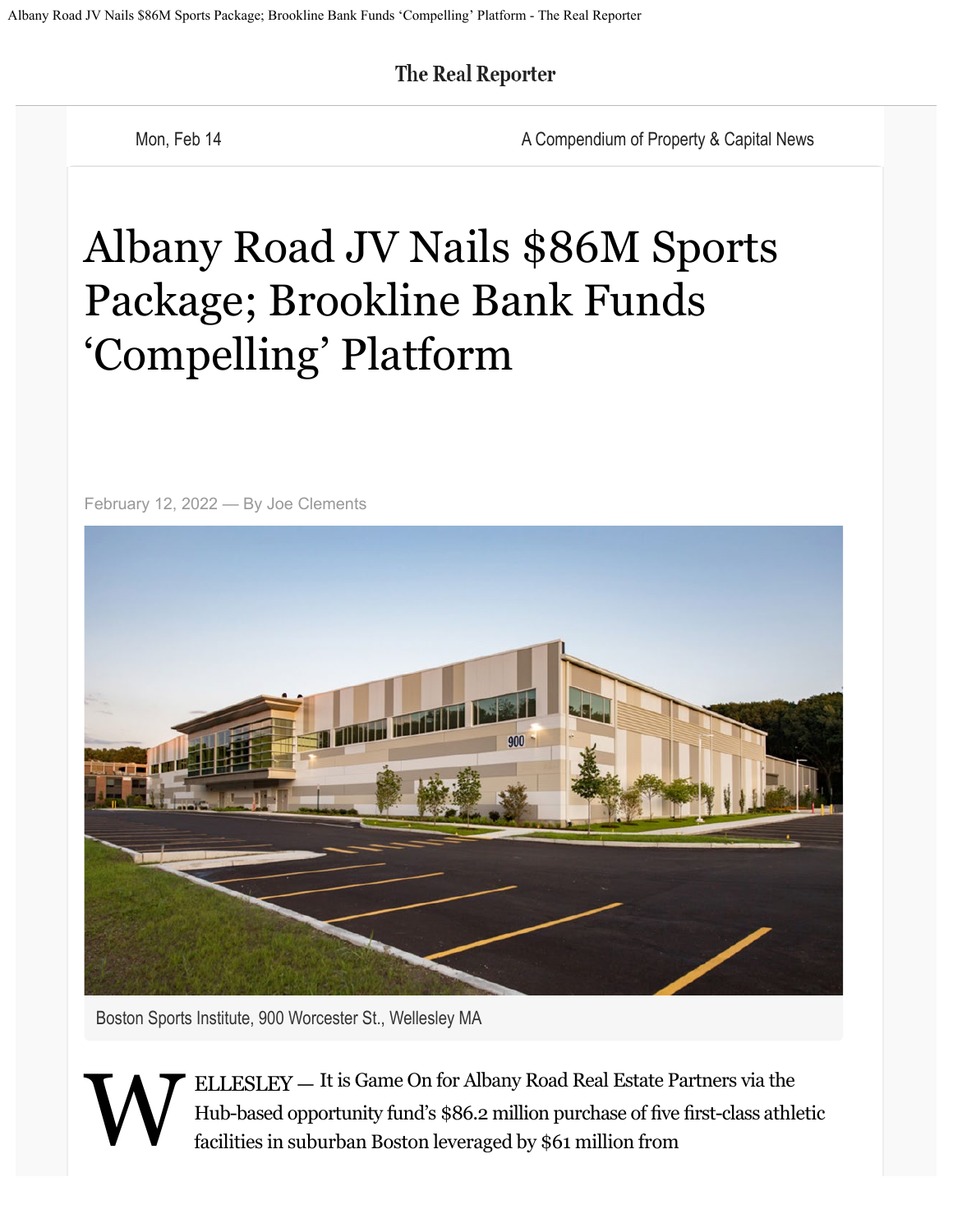The Real Reporter

Mon, Feb 14

A Compendium of Property & Capital News

# Albany Road JV Nails $86M Sports Package; Brookline Bank Funds 'Compelling' Platform

February 12, 2022 — By Joe Clements

Boston Sports Institute, 900 Worcester St., Wellesley MA

WELLESLEY — It is Game On for Albany Road Real Estate Partners via the Hub-based opportunity fund's $86.2 million purchase of five first-class athletic facilities in suburban Boston leveraged by $61 million from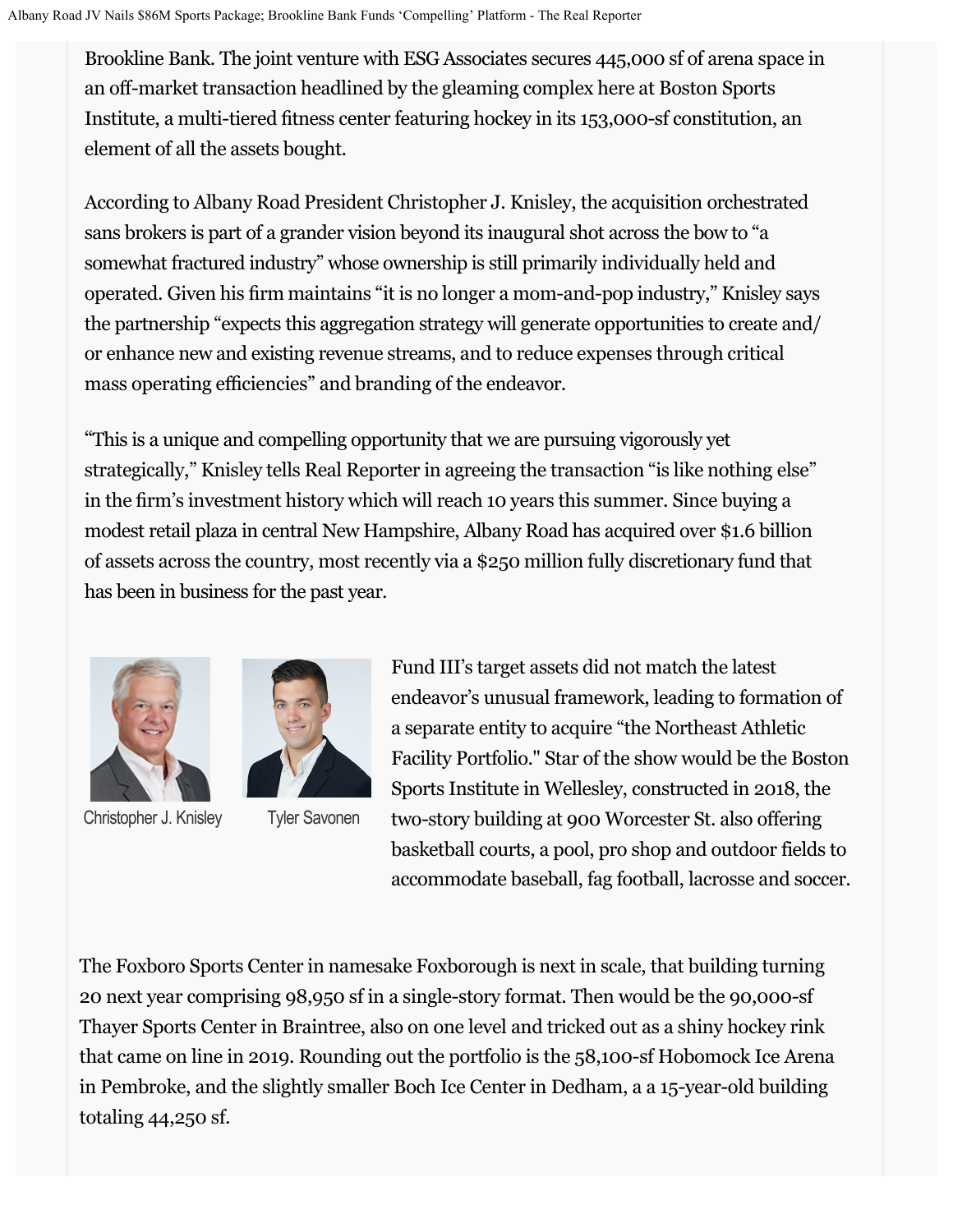Brookline Bank. The joint venture with ESG Associates secures 445,000 sf of arena space in an off-market transaction headlined by the gleaming complex here at Boston Sports Institute, a multi-tiered fitness center featuring hockey in its 153,000-sf constitution, an element of all the assets bought.

According to Albany Road President Christopher J. Knisley, the acquisition orchestrated sans brokers is part of a grander vision beyond its inaugural shot across the bow to "a somewhat fractured industry" whose ownership is still primarily individually held and operated. Given his firm maintains "it is no longer a mom-and-pop industry," Knisley says the partnership "expects this aggregation strategy will generate opportunities to create and/ or enhance new and existing revenue streams, and to reduce expenses through critical mass operating efficiencies" and branding of the endeavor.

"This is a unique and compelling opportunity that we are pursuing vigorously yet strategically," Knisley tells Real Reporter in agreeing the transaction "is like nothing else" in the firm's investment history which will reach 10 years this summer. Since buying a modest retail plaza in central New Hampshire, Albany Road has acquired over $1.6 billion of assets across the country, most recently via a $250 million fully discretionary fund that has been in business for the past year.

Christopher J. Knisley

Tyler Savonen

Fund III's target assets did not match the latest endeavor's unusual framework, leading to formation of a separate entity to acquire "the Northeast Athletic Facility Portfolio." Star of the show would be the Boston Sports Institute in Wellesley, constructed in 2018, the two-story building at 900 Worcester St. also offering basketball courts, a pool, pro shop and outdoor fields to accommodate baseball, fag football, lacrosse and soccer.

The Foxboro Sports Center in namesake Foxborough is next in scale, that building turning 20 next year comprising 98,950 sf in a single-story format. Then would be the 90,000-sf Thayer Sports Center in Braintree, also on one level and tricked out as a shiny hockey rink that came on line in 2019. Rounding out the portfolio is the 58,100-sf Hobomock Ice Arena in Pembroke, and the slightly smaller Boch Ice Center in Dedham, a a 15-year-old building totaling 44,250 sf.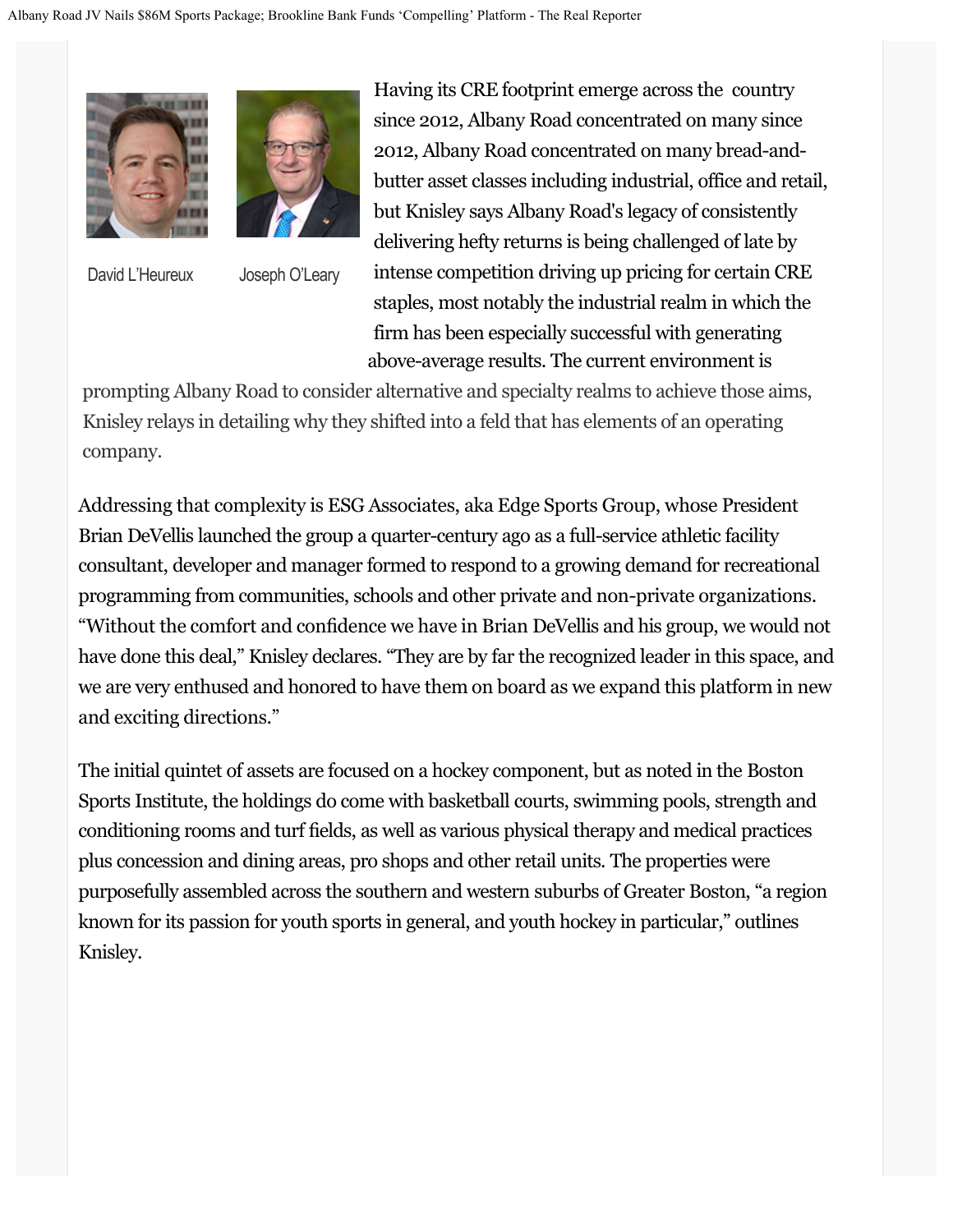David L'Heureux

Joseph O'Leary

Having its CRE footprint emerge across the country since 2012, Albany Road concentrated on many since 2012, Albany Road concentrated on many bread-and-butter asset classes including industrial, office and retail, but Knisley says Albany Road's legacy of consistently delivering hefty returns is being challenged of late by intense competition driving up pricing for certain CRE staples, most notably the industrial realm in which the firm has been especially successful with generating above-average results. The current environment is prompting Albany Road to consider alternative and specialty realms to achieve those aims, Knisley relays in detailing why they shifted into a feld that has elements of an operating company.

Addressing that complexity is ESG Associates, aka Edge Sports Group, whose President Brian DeVellis launched the group a quarter-century ago as a full-service athletic facility consultant, developer and manager formed to respond to a growing demand for recreational programming from communities, schools and other private and non-private organizations. "Without the comfort and confidence we have in Brian DeVellis and his group, we would not have done this deal," Knisley declares. "They are by far the recognized leader in this space, and we are very enthused and honored to have them on board as we expand this platform in new and exciting directions."

The initial quintet of assets are focused on a hockey component, but as noted in the Boston Sports Institute, the holdings do come with basketball courts, swimming pools, strength and conditioning rooms and turf fields, as well as various physical therapy and medical practices plus concession and dining areas, pro shops and other retail units. The properties were purposefully assembled across the southern and western suburbs of Greater Boston, "a region known for its passion for youth sports in general, and youth hockey in particular," outlines Knisley.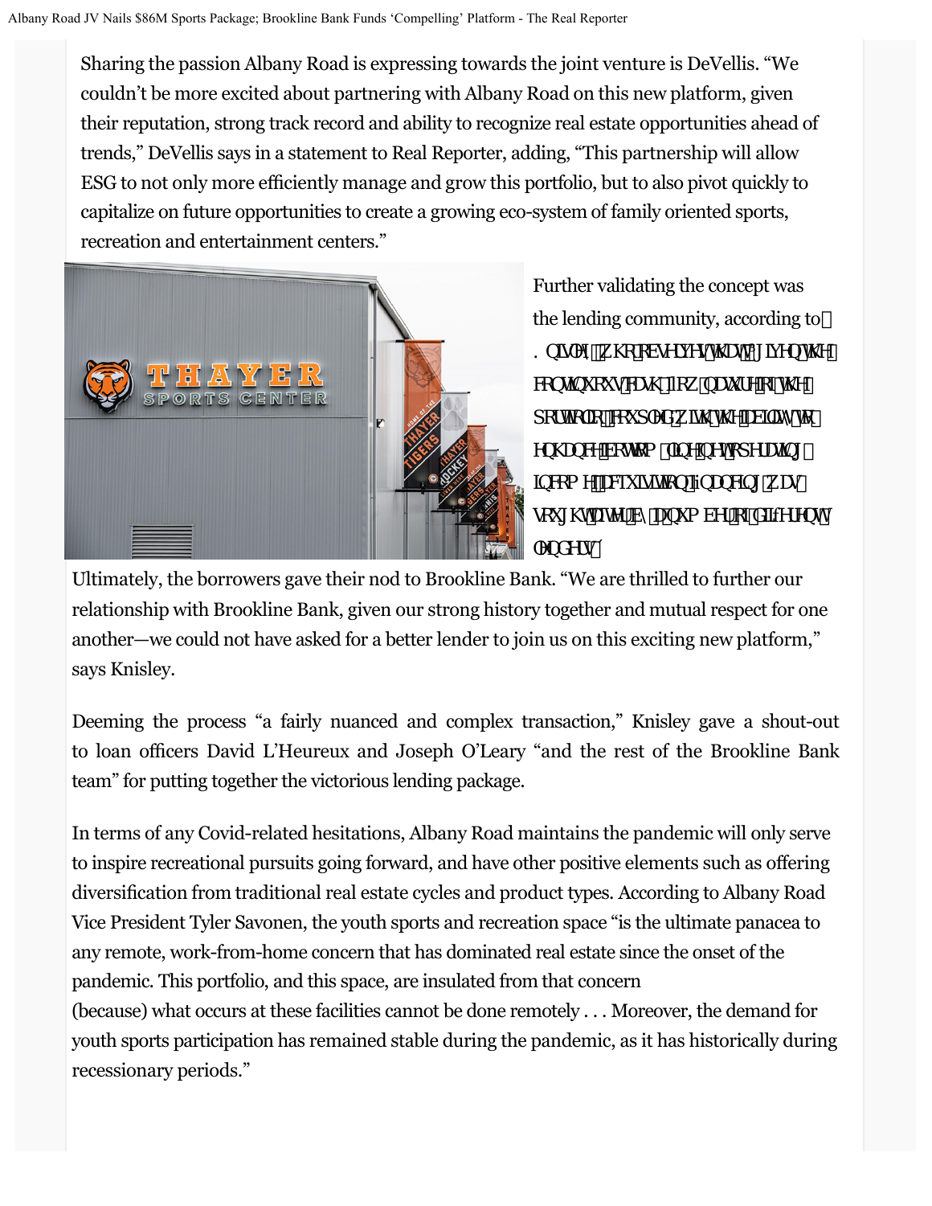Sharing the passion Albany Road is expressing towards the joint venture is DeVellis. "We couldn't be more excited about partnering with Albany Road on this new platform, given their reputation, strong track record and ability to recognize real estate opportunities ahead of trends," DeVellis says in a statement to Real Reporter, adding, "This partnership will allow ESG to not only more efficiently manage and grow this portfolio, but to also pivot quickly to capitalize on future opportunities to create a growing eco-system of family oriented sports, recreation and entertainment centers."

Further validating the concept was the lending community, according to Knisley, who believes that given the continuous cash flow nature of the portfolio coupled with the ability to enhance bottom line net operating income, acquisition financing was sought by a number of different lenders.

Ultimately, the borrowers gave their nod to Brookline Bank. "We are thrilled to further our relationship with Brookline Bank, given our strong history together and mutual respect for one another—we could not have asked for a better lender to join us on this exciting new platform," says Knisley.

Deeming the process "a fairly nuanced and complex transaction," Knisley gave a shout-out to loan officers David L'Heureux and Joseph O'Leary "and the rest of the Brookline Bank team" for putting together the victorious lending package.

In terms of any Covid-related hesitations, Albany Road maintains the pandemic will only serve to inspire recreational pursuits going forward, and have other positive elements such as offering diversification from traditional real estate cycles and product types. According to Albany Road Vice President Tyler Savonen, the youth sports and recreation space "is the ultimate panacea to any remote, work-from-home concern that has dominated real estate since the onset of the pandemic. This portfolio, and this space, are insulated from that concern (because) what occurs at these facilities cannot be done remotely . . . Moreover, the demand for youth sports participation has remained stable during the pandemic, as it has historically during recessionary periods."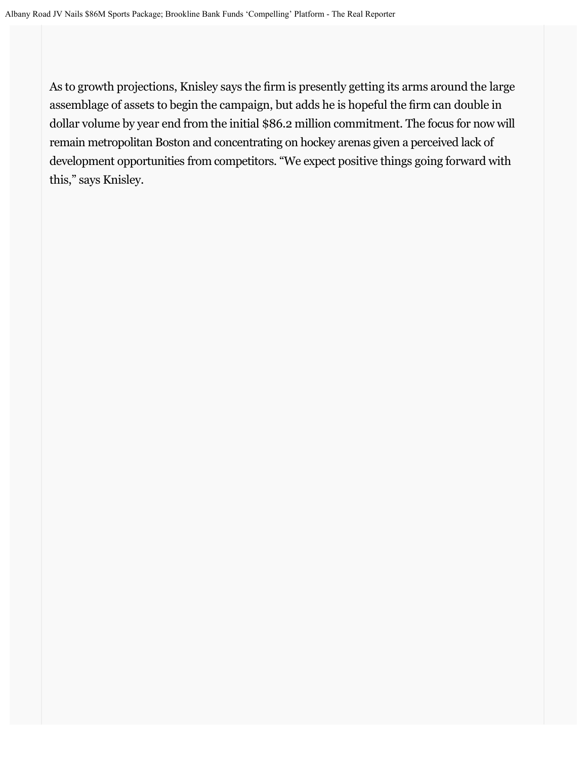As to growth projections, Knisley says the firm is presently getting its arms around the large assemblage of assets to begin the campaign, but adds he is hopeful the firm can double in dollar volume by year end from the initial $86.2 million commitment. The focus for now will remain metropolitan Boston and concentrating on hockey arenas given a perceived lack of development opportunities from competitors. “We expect positive things going forward with this,” says Knisley.